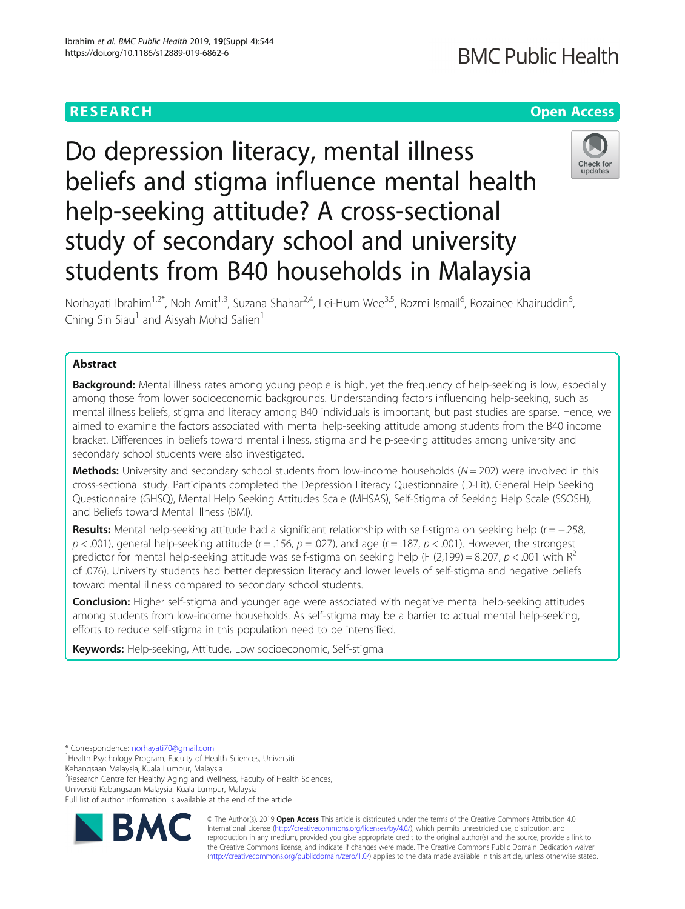RESEARCH

Open Access

# Do depression literacy, mental illness beliefs and stigma influence mental health help-seeking attitude? A cross-sectional study of secondary school and university students from B40 households in Malaysia

Norhayati Ibrahim[1,2*], Noh Amit[1,3], Suzana Shahar[2,4], Lei-Hum Wee[3,5], Rozmi Ismail[6], Rozainee Khairuddin[6], Ching Sin Siau[1] and Aisyah Mohd Safien[1]

## Abstract

**Background:** Mental illness rates among young people is high, yet the frequency of help-seeking is low, especially among those from lower socioeconomic backgrounds. Understanding factors influencing help-seeking, such as mental illness beliefs, stigma and literacy among B40 individuals is important, but past studies are sparse. Hence, we aimed to examine the factors associated with mental help-seeking attitude among students from the B40 income bracket. Differences in beliefs toward mental illness, stigma and help-seeking attitudes among university and secondary school students were also investigated.

**Methods:** University and secondary school students from low-income households ($N = 202$) were involved in this cross-sectional study. Participants completed the Depression Literacy Questionnaire (D-Lit), General Help Seeking Questionnaire (GHSQ), Mental Help Seeking Attitudes Scale (MHSAS), Self-Stigma of Seeking Help Scale (SSOSH), and Beliefs toward Mental Illness (BMI).

**Results:** Mental help-seeking attitude had a significant relationship with self-stigma on seeking help ($r = -.258$, $p < .001$), general help-seeking attitude ($r = .156$, $p = .027$), and age ($r = .187$, $p < .001$). However, the strongest predictor for mental help-seeking attitude was self-stigma on seeking help ($F(2,199) = 8.207$, $p < .001$ with $R^2$ of .076). University students had better depression literacy and lower levels of self-stigma and negative beliefs toward mental illness compared to secondary school students.

**Conclusion:** Higher self-stigma and younger age were associated with negative mental help-seeking attitudes among students from low-income households. As self-stigma may be a barrier to actual mental help-seeking, efforts to reduce self-stigma in this population need to be intensified.

**Keywords:** Help-seeking, Attitude, Low socioeconomic, Self-stigma

---

\* Correspondence: norhayati70@gmail.com

[1]Health Psychology Program, Faculty of Health Sciences, Universiti Kebangsaan Malaysia, Kuala Lumpur, Malaysia

[2]Research Centre for Healthy Aging and Wellness, Faculty of Health Sciences, Universiti Kebangsaan Malaysia, Kuala Lumpur, Malaysia

Full list of author information is available at the end of the article

© The Author(s). 2019 **Open Access** This article is distributed under the terms of the Creative Commons Attribution 4.0 International License (http://creativecommons.org/licenses/by/4.0/), which permits unrestricted use, distribution, and reproduction in any medium, provided you give appropriate credit to the original author(s) and the source, provide a link to the Creative Commons license, and indicate if changes were made. The Creative Commons Public Domain Dedication waiver (http://creativecommons.org/publicdomain/zero/1.0/) applies to the data made available in this article, unless otherwise stated.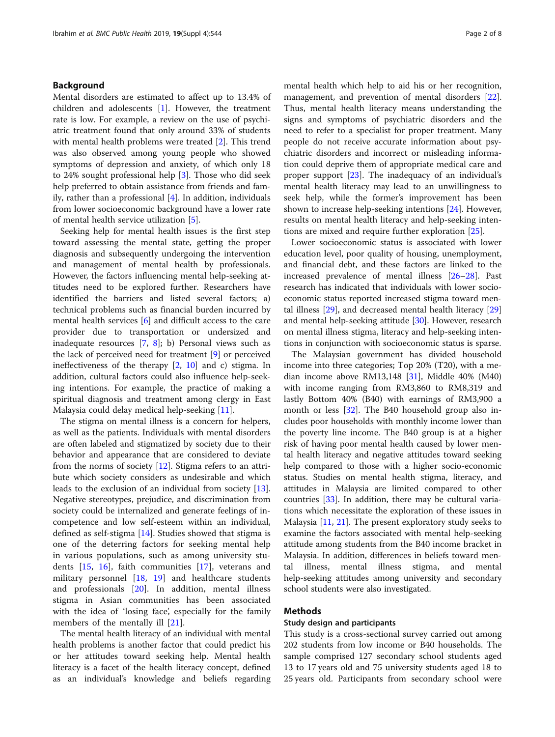## Background

Mental disorders are estimated to affect up to 13.4% of children and adolescents [1]. However, the treatment rate is low. For example, a review on the use of psychiatric treatment found that only around 33% of students with mental health problems were treated [2]. This trend was also observed among young people who showed symptoms of depression and anxiety, of which only 18 to 24% sought professional help [3]. Those who did seek help preferred to obtain assistance from friends and family, rather than a professional [4]. In addition, individuals from lower socioeconomic background have a lower rate of mental health service utilization [5].

Seeking help for mental health issues is the first step toward assessing the mental state, getting the proper diagnosis and subsequently undergoing the intervention and management of mental health by professionals. However, the factors influencing mental help-seeking attitudes need to be explored further. Researchers have identified the barriers and listed several factors; a) technical problems such as financial burden incurred by mental health services [6] and difficult access to the care provider due to transportation or undersized and inadequate resources [7, 8]; b) Personal views such as the lack of perceived need for treatment [9] or perceived ineffectiveness of the therapy [2, 10] and c) stigma. In addition, cultural factors could also influence help-seeking intentions. For example, the practice of making a spiritual diagnosis and treatment among clergy in East Malaysia could delay medical help-seeking [11].

The stigma on mental illness is a concern for helpers, as well as the patients. Individuals with mental disorders are often labeled and stigmatized by society due to their behavior and appearance that are considered to deviate from the norms of society [12]. Stigma refers to an attribute which society considers as undesirable and which leads to the exclusion of an individual from society [13]. Negative stereotypes, prejudice, and discrimination from society could be internalized and generate feelings of incompetence and low self-esteem within an individual, defined as self-stigma [14]. Studies showed that stigma is one of the deterring factors for seeking mental help in various populations, such as among university students [15, 16], faith communities [17], veterans and military personnel [18, 19] and healthcare students and professionals [20]. In addition, mental illness stigma in Asian communities has been associated with the idea of 'losing face', especially for the family members of the mentally ill [21].

The mental health literacy of an individual with mental health problems is another factor that could predict his or her attitudes toward seeking help. Mental health literacy is a facet of the health literacy concept, defined as an individual's knowledge and beliefs regarding mental health which help to aid his or her recognition, management, and prevention of mental disorders [22]. Thus, mental health literacy means understanding the signs and symptoms of psychiatric disorders and the need to refer to a specialist for proper treatment. Many people do not receive accurate information about psychiatric disorders and incorrect or misleading information could deprive them of appropriate medical care and proper support [23]. The inadequacy of an individual's mental health literacy may lead to an unwillingness to seek help, while the former's improvement has been shown to increase help-seeking intentions [24]. However, results on mental health literacy and help-seeking intentions are mixed and require further exploration [25].

Lower socioeconomic status is associated with lower education level, poor quality of housing, unemployment, and financial debt, and these factors are linked to the increased prevalence of mental illness [26–28]. Past research has indicated that individuals with lower socioeconomic status reported increased stigma toward mental illness [29], and decreased mental health literacy [29] and mental help-seeking attitude [30]. However, research on mental illness stigma, literacy and help-seeking intentions in conjunction with socioeconomic status is sparse.

The Malaysian government has divided household income into three categories; Top 20% (T20), with a median income above RM13,148 [31], Middle 40% (M40) with income ranging from RM3,860 to RM8,319 and lastly Bottom 40% (B40) with earnings of RM3,900 a month or less [32]. The B40 household group also includes poor households with monthly income lower than the poverty line income. The B40 group is at a higher risk of having poor mental health caused by lower mental health literacy and negative attitudes toward seeking help compared to those with a higher socio-economic status. Studies on mental health stigma, literacy, and attitudes in Malaysia are limited compared to other countries [33]. In addition, there may be cultural variations which necessitate the exploration of these issues in Malaysia [11, 21]. The present exploratory study seeks to examine the factors associated with mental help-seeking attitude among students from the B40 income bracket in Malaysia. In addition, differences in beliefs toward mental illness, mental illness stigma, and mental help-seeking attitudes among university and secondary school students were also investigated.

## Methods

### Study design and participants

This study is a cross-sectional survey carried out among 202 students from low income or B40 households. The sample comprised 127 secondary school students aged 13 to 17 years old and 75 university students aged 18 to 25 years old. Participants from secondary school were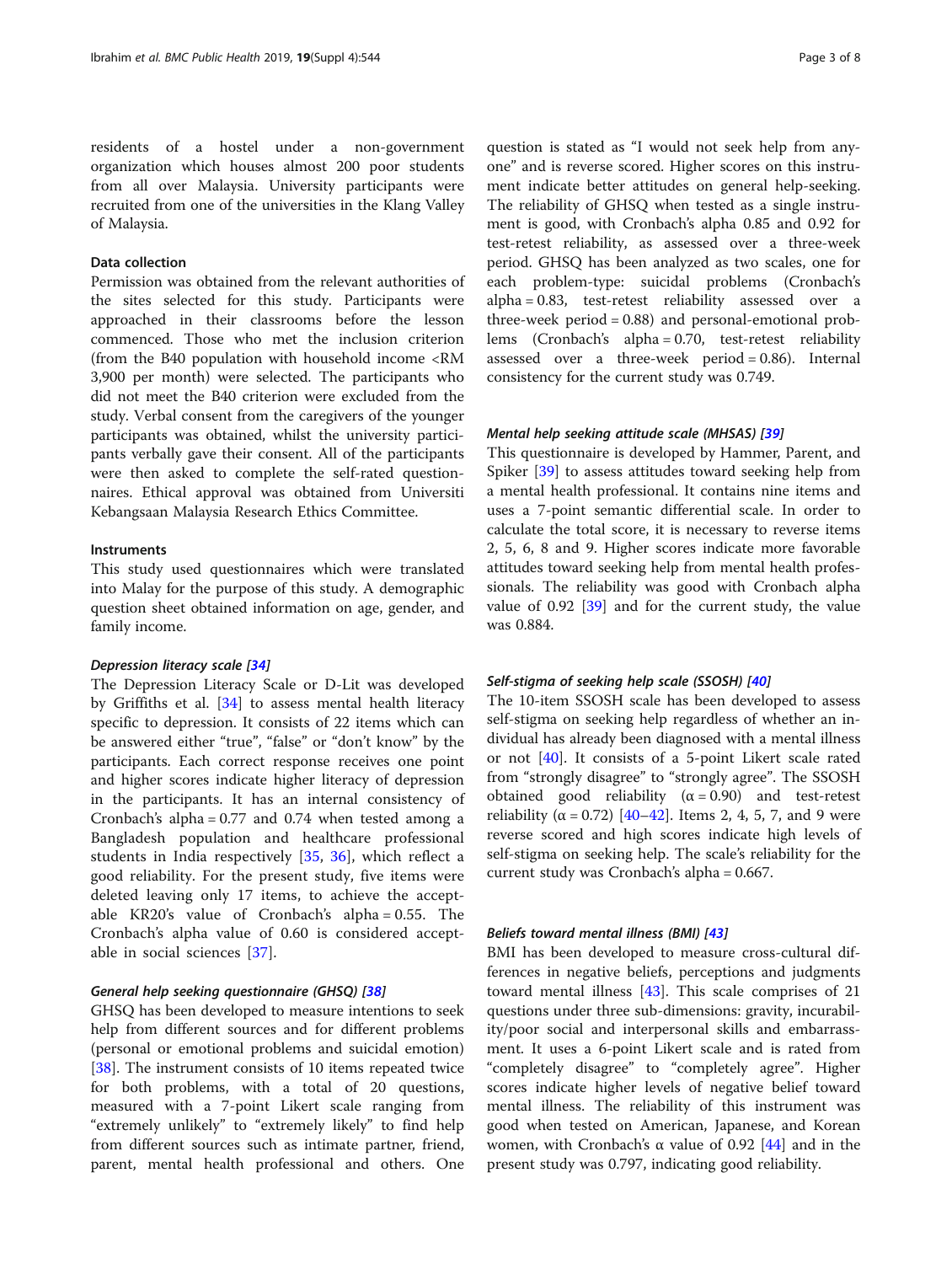residents of a hostel under a non-government organization which houses almost 200 poor students from all over Malaysia. University participants were recruited from one of the universities in the Klang Valley of Malaysia.

### Data collection

Permission was obtained from the relevant authorities of the sites selected for this study. Participants were approached in their classrooms before the lesson commenced. Those who met the inclusion criterion (from the B40 population with household income <RM 3,900 per month) were selected. The participants who did not meet the B40 criterion were excluded from the study. Verbal consent from the caregivers of the younger participants was obtained, whilst the university participants verbally gave their consent. All of the participants were then asked to complete the self-rated questionnaires. Ethical approval was obtained from Universiti Kebangsaan Malaysia Research Ethics Committee.

### Instruments

This study used questionnaires which were translated into Malay for the purpose of this study. A demographic question sheet obtained information on age, gender, and family income.

#### *Depression literacy scale [34]*

The Depression Literacy Scale or D-Lit was developed by Griffiths et al. [34] to assess mental health literacy specific to depression. It consists of 22 items which can be answered either "true", "false" or "don't know" by the participants. Each correct response receives one point and higher scores indicate higher literacy of depression in the participants. It has an internal consistency of Cronbach's alpha = 0.77 and 0.74 when tested among a Bangladesh population and healthcare professional students in India respectively [35, 36], which reflect a good reliability. For the present study, five items were deleted leaving only 17 items, to achieve the acceptable KR20's value of Cronbach's alpha = 0.55. The Cronbach's alpha value of 0.60 is considered acceptable in social sciences [37].

#### *General help seeking questionnaire (GHSQ) [38]*

GHSQ has been developed to measure intentions to seek help from different sources and for different problems (personal or emotional problems and suicidal emotion) [38]. The instrument consists of 10 items repeated twice for both problems, with a total of 20 questions, measured with a 7-point Likert scale ranging from "extremely unlikely" to "extremely likely" to find help from different sources such as intimate partner, friend, parent, mental health professional and others. One question is stated as "I would not seek help from anyone" and is reverse scored. Higher scores on this instrument indicate better attitudes on general help-seeking. The reliability of GHSQ when tested as a single instrument is good, with Cronbach's alpha 0.85 and 0.92 for test-retest reliability, as assessed over a three-week period. GHSQ has been analyzed as two scales, one for each problem-type: suicidal problems (Cronbach's alpha = 0.83, test-retest reliability assessed over a three-week period = 0.88) and personal-emotional problems (Cronbach's alpha = 0.70, test-retest reliability assessed over a three-week period = 0.86). Internal consistency for the current study was 0.749.

#### *Mental help seeking attitude scale (MHSAS) [39]*

This questionnaire is developed by Hammer, Parent, and Spiker [39] to assess attitudes toward seeking help from a mental health professional. It contains nine items and uses a 7-point semantic differential scale. In order to calculate the total score, it is necessary to reverse items 2, 5, 6, 8 and 9. Higher scores indicate more favorable attitudes toward seeking help from mental health professionals. The reliability was good with Cronbach alpha value of 0.92 [39] and for the current study, the value was 0.884.

#### *Self-stigma of seeking help scale (SSOSH) [40]*

The 10-item SSOSH scale has been developed to assess self-stigma on seeking help regardless of whether an individual has already been diagnosed with a mental illness or not [40]. It consists of a 5-point Likert scale rated from "strongly disagree" to "strongly agree". The SSOSH obtained good reliability ($\alpha = 0.90$) and test-retest reliability ($\alpha = 0.72$) [40–42]. Items 2, 4, 5, 7, and 9 were reverse scored and high scores indicate high levels of self-stigma on seeking help. The scale's reliability for the current study was Cronbach's alpha = 0.667.

#### *Beliefs toward mental illness (BMI) [43]*

BMI has been developed to measure cross-cultural differences in negative beliefs, perceptions and judgments toward mental illness [43]. This scale comprises of 21 questions under three sub-dimensions: gravity, incurability/poor social and interpersonal skills and embarrassment. It uses a 6-point Likert scale and is rated from "completely disagree" to "completely agree". Higher scores indicate higher levels of negative belief toward mental illness. The reliability of this instrument was good when tested on American, Japanese, and Korean women, with Cronbach's $\alpha$ value of 0.92 [44] and in the present study was 0.797, indicating good reliability.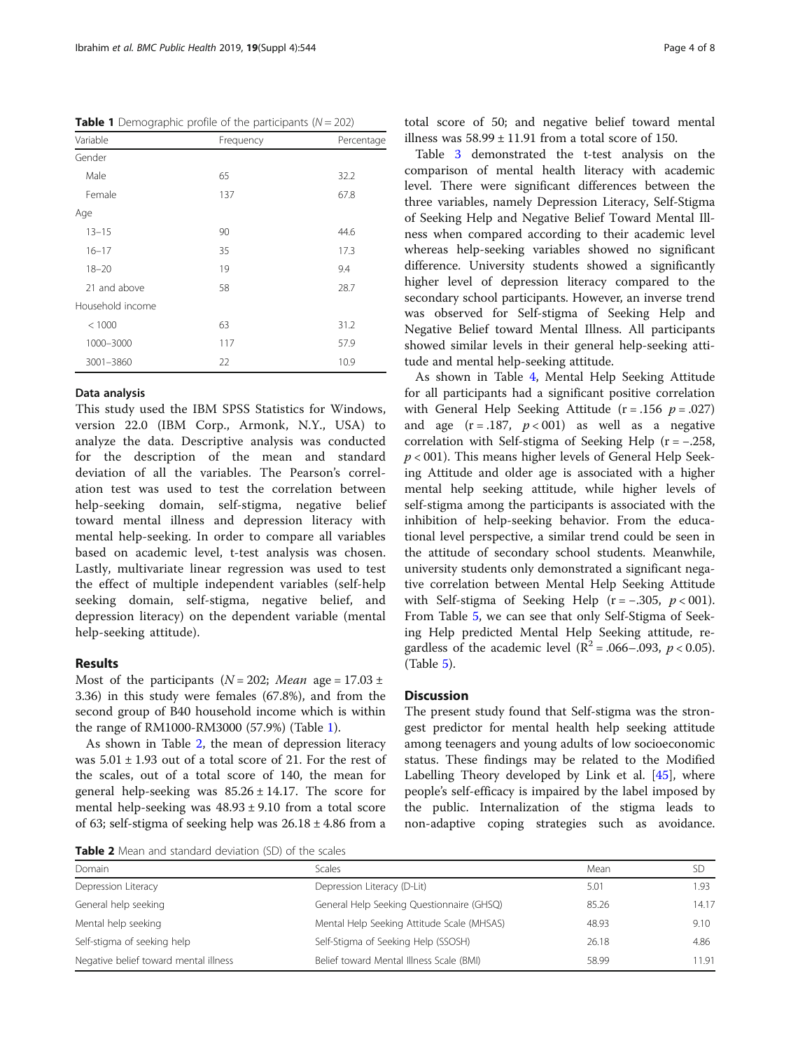**Table 1** Demographic profile of the participants ($N = 202$)

| Variable | Frequency | Percentage |
|---|---|---|
| Gender | | |
| Male | 65 | 32.2 |
| Female | 137 | 67.8 |
| Age | | |
| 13–15 | 90 | 44.6 |
| 16–17 | 35 | 17.3 |
| 18–20 | 19 | 9.4 |
| 21 and above | 58 | 28.7 |
| Household income | | |
| < 1000 | 63 | 31.2 |
| 1000–3000 | 117 | 57.9 |
| 3001–3860 | 22 | 10.9 |

### Data analysis

This study used the IBM SPSS Statistics for Windows, version 22.0 (IBM Corp., Armonk, N.Y., USA) to analyze the data. Descriptive analysis was conducted for the description of the mean and standard deviation of all the variables. The Pearson's correlation test was used to test the correlation between help-seeking domain, self-stigma, negative belief toward mental illness and depression literacy with mental help-seeking. In order to compare all variables based on academic level, t-test analysis was chosen. Lastly, multivariate linear regression was used to test the effect of multiple independent variables (self-help seeking domain, self-stigma, negative belief, and depression literacy) on the dependent variable (mental help-seeking attitude).

## Results

Most of the participants ($N = 202$; *Mean* age = 17.03 ± 3.36) in this study were females (67.8%), and from the second group of B40 household income which is within the range of RM1000-RM3000 (57.9%) (Table 1).

As shown in Table 2, the mean of depression literacy was 5.01 ± 1.93 out of a total score of 21. For the rest of the scales, out of a total score of 140, the mean for general help-seeking was 85.26 ± 14.17. The score for mental help-seeking was 48.93 ± 9.10 from a total score of 63; self-stigma of seeking help was 26.18 ± 4.86 from a total score of 50; and negative belief toward mental illness was 58.99 ± 11.91 from a total score of 150.

Table 3 demonstrated the t-test analysis on the comparison of mental health literacy with academic level. There were significant differences between the three variables, namely Depression Literacy, Self-Stigma of Seeking Help and Negative Belief Toward Mental Illness when compared according to their academic level whereas help-seeking variables showed no significant difference. University students showed a significantly higher level of depression literacy compared to the secondary school participants. However, an inverse trend was observed for Self-stigma of Seeking Help and Negative Belief toward Mental Illness. All participants showed similar levels in their general help-seeking attitude and mental help-seeking attitude.

As shown in Table 4, Mental Help Seeking Attitude for all participants had a significant positive correlation with General Help Seeking Attitude ($r = .156$ $p = .027$) and age ($r = .187$, $p < 001$) as well as a negative correlation with Self-stigma of Seeking Help ($r = -.258$, $p < 001$). This means higher levels of General Help Seeking Attitude and older age is associated with a higher mental help seeking attitude, while higher levels of self-stigma among the participants is associated with the inhibition of help-seeking behavior. From the educational level perspective, a similar trend could be seen in the attitude of secondary school students. Meanwhile, university students only demonstrated a significant negative correlation between Mental Help Seeking Attitude with Self-stigma of Seeking Help ($r = -.305$, $p < 001$). From Table 5, we can see that only Self-Stigma of Seeking Help predicted Mental Help Seeking attitude, regardless of the academic level ($R^2 = .066–.093$, $p < 0.05$). (Table 5).

## Discussion

The present study found that Self-stigma was the strongest predictor for mental health help seeking attitude among teenagers and young adults of low socioeconomic status. These findings may be related to the Modified Labelling Theory developed by Link et al. [45], where people's self-efficacy is impaired by the label imposed by the public. Internalization of the stigma leads to non-adaptive coping strategies such as avoidance.

**Table 2** Mean and standard deviation (SD) of the scales

| Domain | Scales | Mean | SD |
|---|---|---|---|
| Depression Literacy | Depression Literacy (D-Lit) | 5.01 | 1.93 |
| General help seeking | General Help Seeking Questionnaire (GHSQ) | 85.26 | 14.17 |
| Mental help seeking | Mental Help Seeking Attitude Scale (MHSAS) | 48.93 | 9.10 |
| Self-stigma of seeking help | Self-Stigma of Seeking Help (SSOSH) | 26.18 | 4.86 |
| Negative belief toward mental illness | Belief toward Mental Illness Scale (BMI) | 58.99 | 11.91 |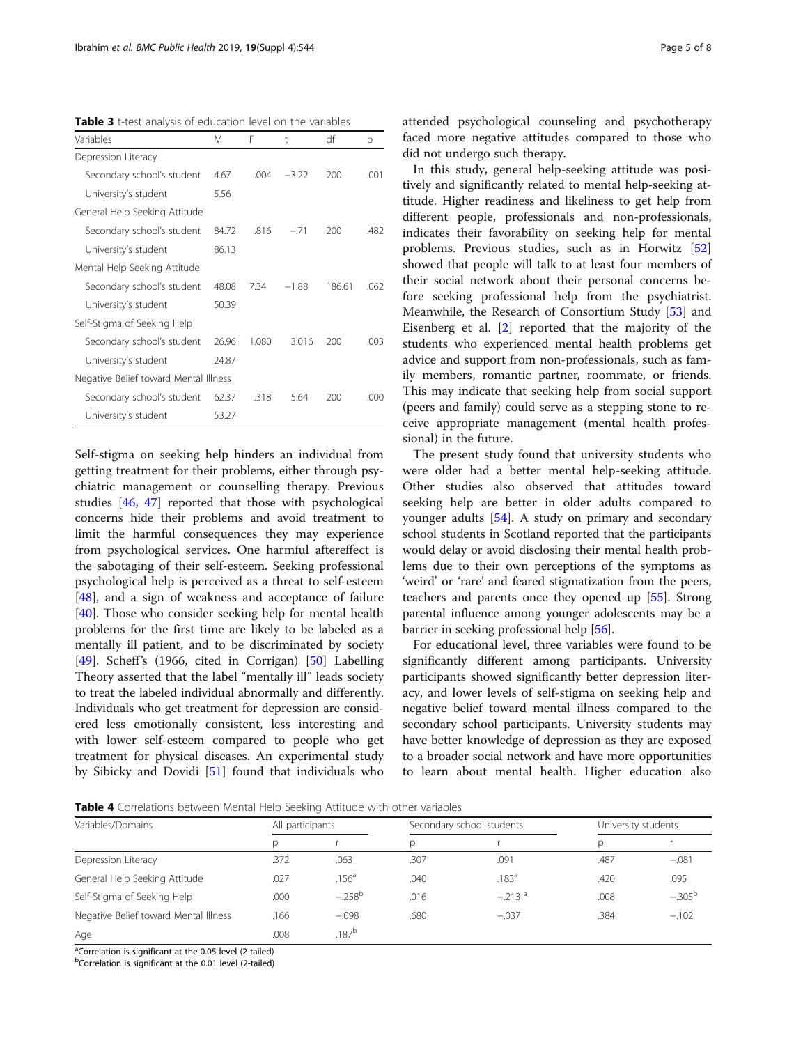**Table 3** t-test analysis of education level on the variables

| Variables | M | F | t | df | p |
|---|---|---|---|---|---|
| Depression Literacy | | | | | |
| Secondary school's student | 4.67 | .004 | −3.22 | 200 | .001 |
| University's student | 5.56 | | | | |
| General Help Seeking Attitude | | | | | |
| Secondary school's student | 84.72 | .816 | −.71 | 200 | .482 |
| University's student | 86.13 | | | | |
| Mental Help Seeking Attitude | | | | | |
| Secondary school's student | 48.08 | 7.34 | −1.88 | 186.61 | .062 |
| University's student | 50.39 | | | | |
| Self-Stigma of Seeking Help | | | | | |
| Secondary school's student | 26.96 | 1.080 | 3.016 | 200 | .003 |
| University's student | 24.87 | | | | |
| Negative Belief toward Mental Illness | | | | | |
| Secondary school's student | 62.37 | .318 | 5.64 | 200 | .000 |
| University's student | 53.27 | | | | |

Self-stigma on seeking help hinders an individual from getting treatment for their problems, either through psychiatric management or counselling therapy. Previous studies [46, 47] reported that those with psychological concerns hide their problems and avoid treatment to limit the harmful consequences they may experience from psychological services. One harmful aftereffect is the sabotaging of their self-esteem. Seeking professional psychological help is perceived as a threat to self-esteem [48], and a sign of weakness and acceptance of failure [40]. Those who consider seeking help for mental health problems for the first time are likely to be labeled as a mentally ill patient, and to be discriminated by society [49]. Scheff's (1966, cited in Corrigan) [50] Labelling Theory asserted that the label "mentally ill" leads society to treat the labeled individual abnormally and differently. Individuals who get treatment for depression are considered less emotionally consistent, less interesting and with lower self-esteem compared to people who get treatment for physical diseases. An experimental study by Sibicky and Dovidi [51] found that individuals who attended psychological counseling and psychotherapy faced more negative attitudes compared to those who did not undergo such therapy.

In this study, general help-seeking attitude was positively and significantly related to mental help-seeking attitude. Higher readiness and likeliness to get help from different people, professionals and non-professionals, indicates their favorability on seeking help for mental problems. Previous studies, such as in Horwitz [52] showed that people will talk to at least four members of their social network about their personal concerns before seeking professional help from the psychiatrist. Meanwhile, the Research of Consortium Study [53] and Eisenberg et al. [2] reported that the majority of the students who experienced mental health problems get advice and support from non-professionals, such as family members, romantic partner, roommate, or friends. This may indicate that seeking help from social support (peers and family) could serve as a stepping stone to receive appropriate management (mental health professional) in the future.

The present study found that university students who were older had a better mental help-seeking attitude. Other studies also observed that attitudes toward seeking help are better in older adults compared to younger adults [54]. A study on primary and secondary school students in Scotland reported that the participants would delay or avoid disclosing their mental health problems due to their own perceptions of the symptoms as 'weird' or 'rare' and feared stigmatization from the peers, teachers and parents once they opened up [55]. Strong parental influence among younger adolescents may be a barrier in seeking professional help [56].

For educational level, three variables were found to be significantly different among participants. University participants showed significantly better depression literacy, and lower levels of self-stigma on seeking help and negative belief toward mental illness compared to the secondary school participants. University students may have better knowledge of depression as they are exposed to a broader social network and have more opportunities to learn about mental health. Higher education also

**Table 4** Correlations between Mental Help Seeking Attitude with other variables

| Variables/Domains | All participants | | Secondary school students | | University students | |
|---|---|---|---|---|---|---|
| | p | r | p | r | p | r |
| Depression Literacy | .372 | .063 | .307 | .091 | .487 | −.081 |
| General Help Seeking Attitude | .027 | .156[a] | .040 | .183[a] | .420 | .095 |
| Self-Stigma of Seeking Help | .000 | −.258[b] | .016 | −.213[a] | .008 | −.305[b] |
| Negative Belief toward Mental Illness | .166 | −.098 | .680 | −.037 | .384 | −.102 |
| Age | .008 | .187[b] | | | | |

[a]Correlation is significant at the 0.05 level (2-tailed)
[b]Correlation is significant at the 0.01 level (2-tailed)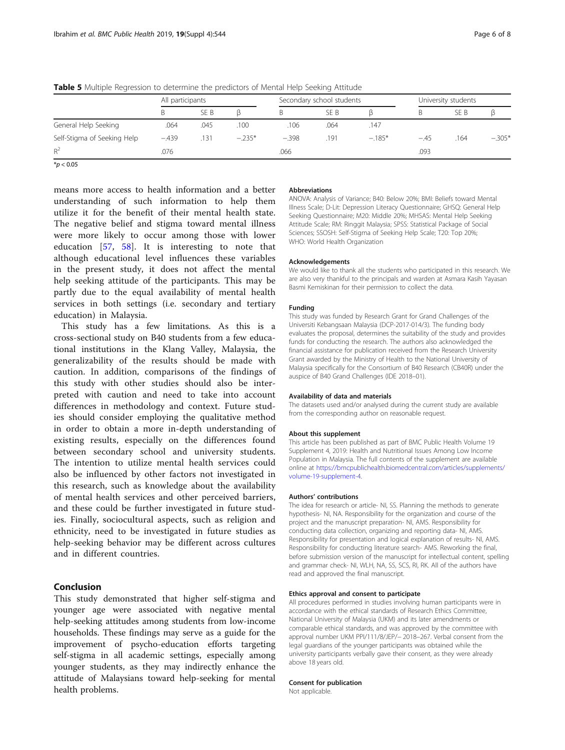**Table 5** Multiple Regression to determine the predictors of Mental Help Seeking Attitude

| | All participants | | | Secondary school students | | | University students | | |
|---|---|---|---|---|---|---|---|---|---|
| | B | SE B | β | B | SE B | β | B | SE B | β |
| General Help Seeking | .064 | .045 | .100 | .106 | .064 | .147 | | | |
| Self-Stigma of Seeking Help | −.439 | .131 | −.235* | −.398 | .191 | −.185* | −.45 | .164 | −.305* |
| $R^2$ | .076 | | | .066 | | | .093 | | |

*$p < 0.05$

means more access to health information and a better understanding of such information to help them utilize it for the benefit of their mental health state. The negative belief and stigma toward mental illness were more likely to occur among those with lower education [57, 58]. It is interesting to note that although educational level influences these variables in the present study, it does not affect the mental help seeking attitude of the participants. This may be partly due to the equal availability of mental health services in both settings (i.e. secondary and tertiary education) in Malaysia.

This study has a few limitations. As this is a cross-sectional study on B40 students from a few educational institutions in the Klang Valley, Malaysia, the generalizability of the results should be made with caution. In addition, comparisons of the findings of this study with other studies should also be interpreted with caution and need to take into account differences in methodology and context. Future studies should consider employing the qualitative method in order to obtain a more in-depth understanding of existing results, especially on the differences found between secondary school and university students. The intention to utilize mental health services could also be influenced by other factors not investigated in this research, such as knowledge about the availability of mental health services and other perceived barriers, and these could be further investigated in future studies. Finally, sociocultural aspects, such as religion and ethnicity, need to be investigated in future studies as help-seeking behavior may be different across cultures and in different countries.

## Conclusion

This study demonstrated that higher self-stigma and younger age were associated with negative mental help-seeking attitudes among students from low-income households. These findings may serve as a guide for the improvement of psycho-education efforts targeting self-stigma in all academic settings, especially among younger students, as they may indirectly enhance the attitude of Malaysians toward help-seeking for mental health problems.

#### Abbreviations

ANOVA: Analysis of Variance; B40: Below 20%; BMI: Beliefs toward Mental Illness Scale; D-Lit: Depression Literacy Questionnaire; GHSQ: General Help Seeking Questionnaire; M20: Middle 20%; MHSAS: Mental Help Seeking Attitude Scale; RM: Ringgit Malaysia; SPSS: Statistical Package of Social Sciences; SSOSH: Self-Stigma of Seeking Help Scale; T20: Top 20%; WHO: World Health Organization

#### Acknowledgements

We would like to thank all the students who participated in this research. We are also very thankful to the principals and warden at Asmara Kasih Yayasan Basmi Kemiskinan for their permission to collect the data.

#### Funding

This study was funded by Research Grant for Grand Challenges of the Universiti Kebangsaan Malaysia (DCP-2017-014/3). The funding body evaluates the proposal, determines the suitability of the study and provides funds for conducting the research. The authors also acknowledged the financial assistance for publication received from the Research University Grant awarded by the Ministry of Health to the National University of Malaysia specifically for the Consortium of B40 Research (CB40R) under the auspice of B40 Grand Challenges (IDE 2018–01).

#### Availability of data and materials

The datasets used and/or analysed during the current study are available from the corresponding author on reasonable request.

#### About this supplement

This article has been published as part of BMC Public Health Volume 19 Supplement 4, 2019: Health and Nutritional Issues Among Low Income Population in Malaysia. The full contents of the supplement are available online at https://bmcpublichealth.biomedcentral.com/articles/supplements/volume-19-supplement-4.

#### Authors' contributions

The idea for research or article- NI, SS. Planning the methods to generate hypothesis- NI, NA. Responsibility for the organization and course of the project and the manuscript preparation- NI, AMS. Responsibility for conducting data collection, organizing and reporting data- NI, AMS. Responsibility for presentation and logical explanation of results- NI, AMS. Responsibility for conducting literature search- AMS. Reworking the final, before submission version of the manuscript for intellectual content, spelling and grammar check- NI, WLH, NA, SS, SCS, RI, RK. All of the authors have read and approved the final manuscript.

#### Ethics approval and consent to participate

All procedures performed in studies involving human participants were in accordance with the ethical standards of Research Ethics Committee, National University of Malaysia (UKM) and its later amendments or comparable ethical standards, and was approved by the committee with approval number UKM PPI/111/8/JEP/− 2018–267. Verbal consent from the legal guardians of the younger participants was obtained while the university participants verbally gave their consent, as they were already above 18 years old.

#### Consent for publication

Not applicable.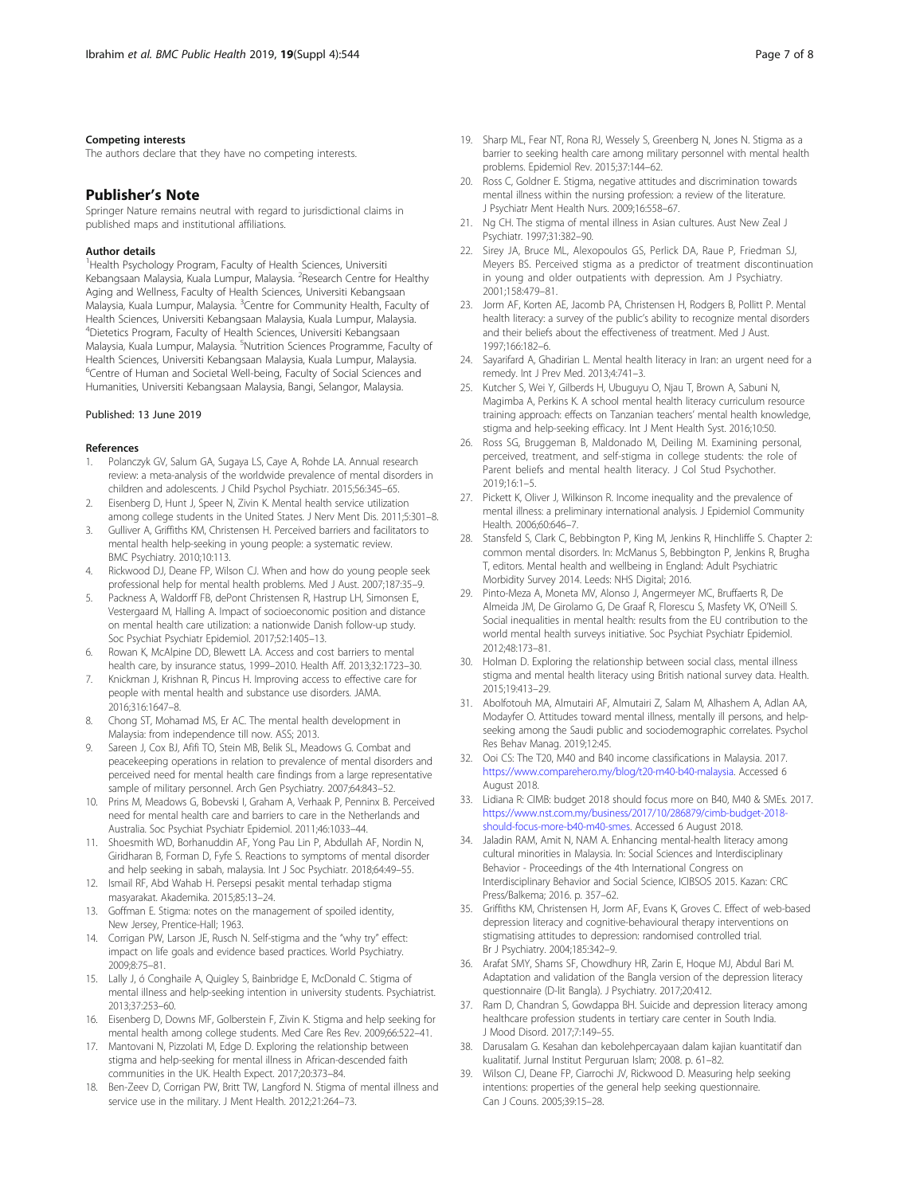### Competing interests

The authors declare that they have no competing interests.

## Publisher's Note

Springer Nature remains neutral with regard to jurisdictional claims in published maps and institutional affiliations.

### Author details

[1]Health Psychology Program, Faculty of Health Sciences, Universiti Kebangsaan Malaysia, Kuala Lumpur, Malaysia. [2]Research Centre for Healthy Aging and Wellness, Faculty of Health Sciences, Universiti Kebangsaan Malaysia, Kuala Lumpur, Malaysia. [3]Centre for Community Health, Faculty of Health Sciences, Universiti Kebangsaan Malaysia, Kuala Lumpur, Malaysia. [4]Dietetics Program, Faculty of Health Sciences, Universiti Kebangsaan Malaysia, Kuala Lumpur, Malaysia. [5]Nutrition Sciences Programme, Faculty of Health Sciences, Universiti Kebangsaan Malaysia, Kuala Lumpur, Malaysia. [6]Centre of Human and Societal Well-being, Faculty of Social Sciences and Humanities, Universiti Kebangsaan Malaysia, Bangi, Selangor, Malaysia.

Published: 13 June 2019

### References

1. Polanczyk GV, Salum GA, Sugaya LS, Caye A, Rohde LA. Annual research review: a meta-analysis of the worldwide prevalence of mental disorders in children and adolescents. J Child Psychol Psychiatr. 2015;56:345–65.
2. Eisenberg D, Hunt J, Speer N, Zivin K. Mental health service utilization among college students in the United States. J Nerv Ment Dis. 2011;5:301–8.
3. Gulliver A, Griffiths KM, Christensen H. Perceived barriers and facilitators to mental health help-seeking in young people: a systematic review. BMC Psychiatry. 2010;10:113.
4. Rickwood DJ, Deane FP, Wilson CJ. When and how do young people seek professional help for mental health problems. Med J Aust. 2007;187:35–9.
5. Packness A, Waldorff FB, dePont Christensen R, Hastrup LH, Simonsen E, Vestergaard M, Halling A. Impact of socioeconomic position and distance on mental health care utilization: a nationwide Danish follow-up study. Soc Psychiat Psychiatr Epidemiol. 2017;52:1405–13.
6. Rowan K, McAlpine DD, Blewett LA. Access and cost barriers to mental health care, by insurance status, 1999–2010. Health Aff. 2013;32:1723–30.
7. Knickman J, Krishnan R, Pincus H. Improving access to effective care for people with mental health and substance use disorders. JAMA. 2016;316:1647–8.
8. Chong ST, Mohamad MS, Er AC. The mental health development in Malaysia: from independence till now. ASS; 2013.
9. Sareen J, Cox BJ, Afifi TO, Stein MB, Belik SL, Meadows G. Combat and peacekeeping operations in relation to prevalence of mental disorders and perceived need for mental health care findings from a large representative sample of military personnel. Arch Gen Psychiatry. 2007;64:843–52.
10. Prins M, Meadows G, Bobevski I, Graham A, Verhaak P, Penninx B. Perceived need for mental health care and barriers to care in the Netherlands and Australia. Soc Psychiat Psychiatr Epidemiol. 2011;46:1033–44.
11. Shoesmith WD, Borhanuddin AF, Yong Pau Lin P, Abdullah AF, Nordin N, Giridharan B, Forman D, Fyfe S. Reactions to symptoms of mental disorder and help seeking in sabah, malaysia. Int J Soc Psychiatr. 2018;64:49–55.
12. Ismail RF, Abd Wahab H. Persepsi pesakit mental terhadap stigma masyarakat. Akademika. 2015;85:13–24.
13. Goffman E. Stigma: notes on the management of spoiled identity, New Jersey, Prentice-Hall; 1963.
14. Corrigan PW, Larson JE, Rusch N. Self-stigma and the "why try" effect: impact on life goals and evidence based practices. World Psychiatry. 2009;8:75–81.
15. Lally J, ó Conghaile A, Quigley S, Bainbridge E, McDonald C. Stigma of mental illness and help-seeking intention in university students. Psychiatrist. 2013;37:253–60.
16. Eisenberg D, Downs MF, Golberstein F, Zivin K. Stigma and help seeking for mental health among college students. Med Care Res Rev. 2009;66:522–41.
17. Mantovani N, Pizzolati M, Edge D. Exploring the relationship between stigma and help-seeking for mental illness in African-descended faith communities in the UK. Health Expect. 2017;20:373–84.
18. Ben-Zeev D, Corrigan PW, Britt TW, Langford N. Stigma of mental illness and service use in the military. J Ment Health. 2012;21:264–73.
19. Sharp ML, Fear NT, Rona RJ, Wessely S, Greenberg N, Jones N. Stigma as a barrier to seeking health care among military personnel with mental health problems. Epidemiol Rev. 2015;37:144–62.
20. Ross C, Goldner E. Stigma, negative attitudes and discrimination towards mental illness within the nursing profession: a review of the literature. J Psychiatr Ment Health Nurs. 2009;16:558–67.
21. Ng CH. The stigma of mental illness in Asian cultures. Aust New Zeal J Psychiatr. 1997;31:382–90.
22. Sirey JA, Bruce ML, Alexopoulos GS, Perlick DA, Raue P, Friedman SJ, Meyers BS. Perceived stigma as a predictor of treatment discontinuation in young and older outpatients with depression. Am J Psychiatry. 2001;158:479–81.
23. Jorm AF, Korten AE, Jacomb PA, Christensen H, Rodgers B, Pollitt P. Mental health literacy: a survey of the public's ability to recognize mental disorders and their beliefs about the effectiveness of treatment. Med J Aust. 1997;166:182–6.
24. Sayarifard A, Ghadirian L. Mental health literacy in Iran: an urgent need for a remedy. Int J Prev Med. 2013;4:741–3.
25. Kutcher S, Wei Y, Gilberds H, Ubuguyu O, Njau T, Brown A, Sabuni N, Magimba A, Perkins K. A school mental health literacy curriculum resource training approach: effects on Tanzanian teachers' mental health knowledge, stigma and help-seeking efficacy. Int J Ment Health Syst. 2016;10:50.
26. Ross SG, Bruggeman B, Maldonado M, Deiling M. Examining personal, perceived, treatment, and self-stigma in college students: the role of Parent beliefs and mental health literacy. J Col Stud Psychother. 2019;16:1–5.
27. Pickett K, Oliver J, Wilkinson R. Income inequality and the prevalence of mental illness: a preliminary international analysis. J Epidemiol Community Health. 2006;60:646–7.
28. Stansfeld S, Clark C, Bebbington P, King M, Jenkins R, Hinchliffe S. Chapter 2: common mental disorders. In: McManus S, Bebbington P, Jenkins R, Brugha T, editors. Mental health and wellbeing in England: Adult Psychiatric Morbidity Survey 2014. Leeds: NHS Digital; 2016.
29. Pinto-Meza A, Moneta MV, Alonso J, Angermeyer MC, Bruffaerts R, De Almeida JM, De Girolamo G, De Graaf R, Florescu S, Masfety VK, O'Neill S. Social inequalities in mental health: results from the EU contribution to the world mental health surveys initiative. Soc Psychiat Psychiatr Epidemiol. 2012;48:173–81.
30. Holman D. Exploring the relationship between social class, mental illness stigma and mental health literacy using British national survey data. Health. 2015;19:413–29.
31. Abolfotouh MA, Almutairi AF, Almutairi Z, Salam M, Alhashem A, Adlan AA, Modayfer O. Attitudes toward mental illness, mentally ill persons, and help-seeking among the Saudi public and sociodemographic correlates. Psychol Res Behav Manag. 2019;12:45.
32. Ooi CS: The T20, M40 and B40 income classifications in Malaysia. 2017. https://www.comparehero.my/blog/t20-m40-b40-malaysia. Accessed 6 August 2018.
33. Lidiana R: CIMB: budget 2018 should focus more on B40, M40 & SMEs. 2017. https://www.nst.com.my/business/2017/10/286879/cimb-budget-2018-should-focus-more-b40-m40-smes. Accessed 6 August 2018.
34. Jaladin RAM, Amit N, NAM A. Enhancing mental-health literacy among cultural minorities in Malaysia. In: Social Sciences and Interdisciplinary Behavior - Proceedings of the 4th International Congress on Interdisciplinary Behavior and Social Science, ICIBSOS 2015. Kazan: CRC Press/Balkema; 2016. p. 357–62.
35. Griffiths KM, Christensen H, Jorm AF, Evans K, Groves C. Effect of web-based depression literacy and cognitive-behavioural therapy interventions on stigmatising attitudes to depression: randomised controlled trial. Br J Psychiatry. 2004;185:342–9.
36. Arafat SMY, Shams SF, Chowdhury HR, Zarin E, Hoque MJ, Abdul Bari M. Adaptation and validation of the Bangla version of the depression literacy questionnaire (D-lit Bangla). J Psychiatry. 2017;20:412.
37. Ram D, Chandran S, Gowdappa BH. Suicide and depression literacy among healthcare profession students in tertiary care center in South India. J Mood Disord. 2017;7:149–55.
38. Darusalam G. Kesahan dan kebolehpercayaan dalam kajian kuantitatif dan kualitatif. Jurnal Institut Perguruan Islam; 2008. p. 61–82.
39. Wilson CJ, Deane FP, Ciarrochi JV, Rickwood D. Measuring help seeking intentions: properties of the general help seeking questionnaire. Can J Couns. 2005;39:15–28.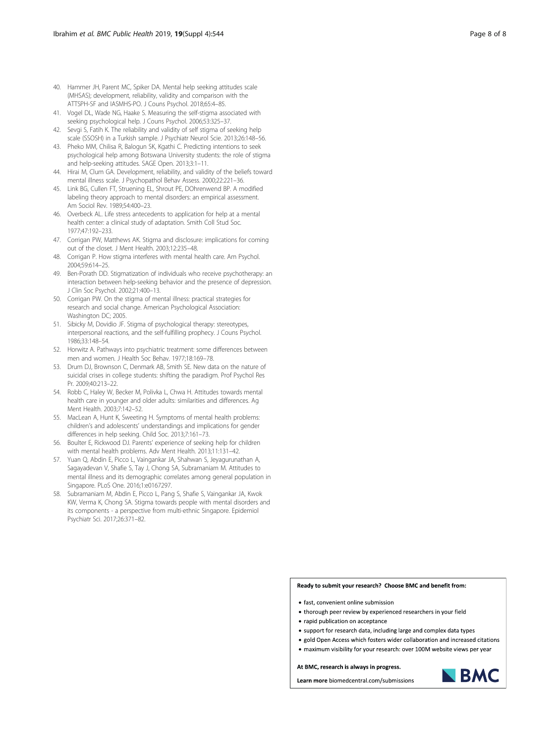40. Hammer JH, Parent MC, Spiker DA. Mental help seeking attitudes scale (MHSAS); development, reliability, validity and comparison with the ATTSPH-SF and IASMHS-PO. J Couns Psychol. 2018;65:4–85.
41. Vogel DL, Wade NG, Haake S. Measuring the self-stigma associated with seeking psychological help. J Couns Psychol. 2006;53:325–37.
42. Sevgi S, Fatih K. The reliability and validity of self stigma of seeking help scale (SSOSH) in a Turkish sample. J Psychiatr Neurol Scie. 2013;26:148–56.
43. Pheko MM, Chilisa R, Balogun SK, Kgathi C. Predicting intentions to seek psychological help among Botswana University students: the role of stigma and help-seeking attitudes. SAGE Open. 2013;3:1–11.
44. Hirai M, Clum GA. Development, reliability, and validity of the beliefs toward mental illness scale. J Psychopathol Behav Assess. 2000;22:221–36.
45. Link BG, Cullen FT, Struening EL, Shrout PE, DOhrenwend BP. A modified labeling theory approach to mental disorders: an empirical assessment. Am Sociol Rev. 1989;54:400–23.
46. Overbeck AL. Life stress antecedents to application for help at a mental health center: a clinical study of adaptation. Smith Coll Stud Soc. 1977;47:192–233.
47. Corrigan PW, Matthews AK. Stigma and disclosure: implications for coming out of the closet. J Ment Health. 2003;12:235–48.
48. Corrigan P. How stigma interferes with mental health care. Am Psychol. 2004;59:614–25.
49. Ben-Porath DD. Stigmatization of individuals who receive psychotherapy: an interaction between help-seeking behavior and the presence of depression. J Clin Soc Psychol. 2002;21:400–13.
50. Corrigan PW. On the stigma of mental illness: practical strategies for research and social change. American Psychological Association: Washington DC; 2005.
51. Sibicky M, Dovidio JF. Stigma of psychological therapy: stereotypes, interpersonal reactions, and the self-fulfilling prophecy. J Couns Psychol. 1986;33:148–54.
52. Horwitz A. Pathways into psychiatric treatment: some differences between men and women. J Health Soc Behav. 1977;18:169–78.
53. Drum DJ, Brownson C, Denmark AB, Smith SE. New data on the nature of suicidal crises in college students: shifting the paradigm. Prof Psychol Res Pr. 2009;40:213–22.
54. Robb C, Haley W, Becker M, Polivka L, Chwa H. Attitudes towards mental health care in younger and older adults: similarities and differences. Ag Ment Health. 2003;7:142–52.
55. MacLean A, Hunt K, Sweeting H. Symptoms of mental health problems: children's and adolescents' understandings and implications for gender differences in help seeking. Child Soc. 2013;7:161–73.
56. Boulter E, Rickwood DJ. Parents' experience of seeking help for children with mental health problems. Adv Ment Health. 2013;11:131–42.
57. Yuan Q, Abdin E, Picco L, Vaingankar JA, Shahwan S, Jeyagurunathan A, Sagayadevan V, Shafie S, Tay J, Chong SA, Subramaniam M. Attitudes to mental illness and its demographic correlates among general population in Singapore. PLoS One. 2016;1:e0167297.
58. Subramaniam M, Abdin E, Picco L, Pang S, Shafie S, Vaingankar JA, Kwok KW, Verma K, Chong SA. Stigma towards people with mental disorders and its components - a perspective from multi-ethnic Singapore. Epidemiol Psychiatr Sci. 2017;26:371–82.